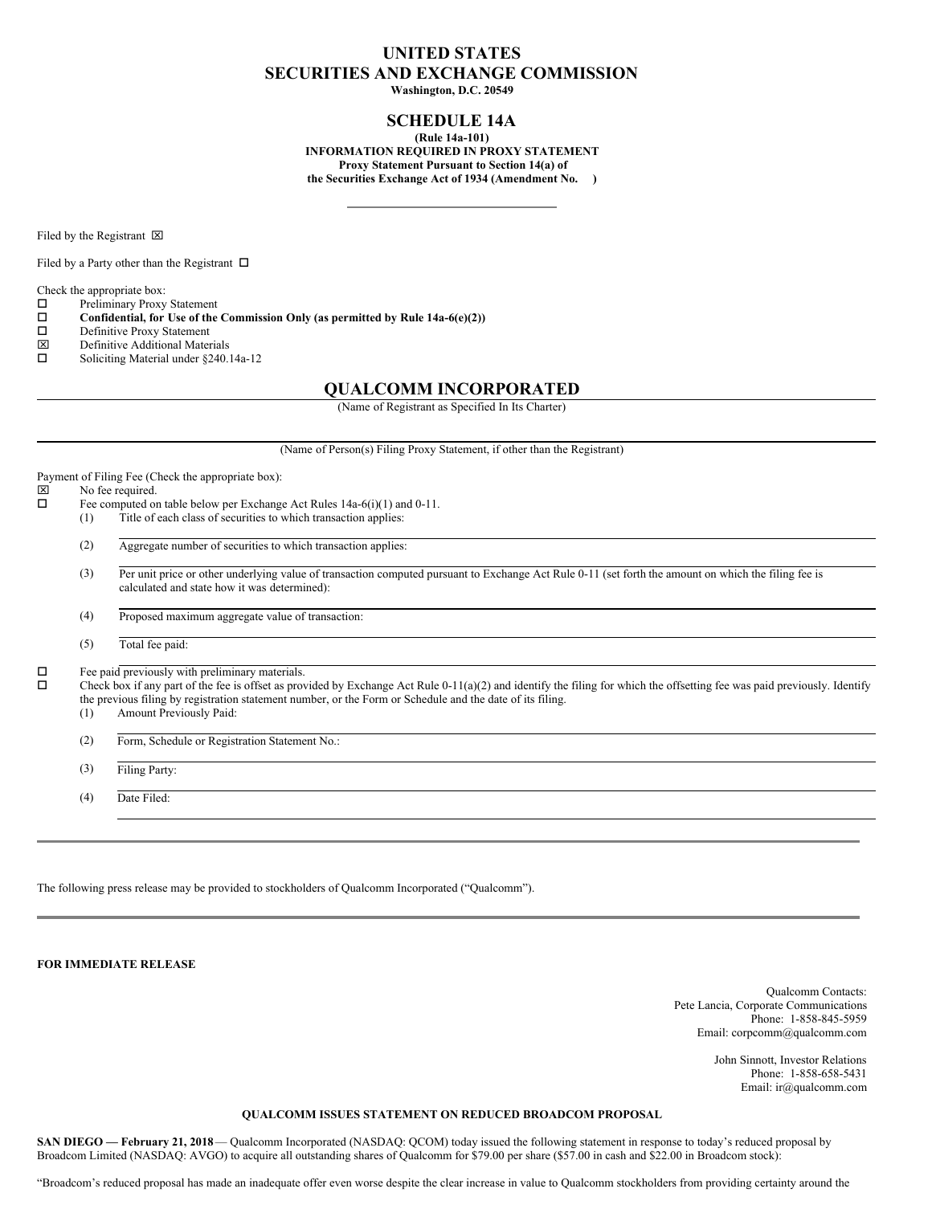# UNITED STATES
# SECURITIES AND EXCHANGE COMMISSION

**Washington, D.C. 20549**

## SCHEDULE 14A

**(Rule 14a-101)**
**INFORMATION REQUIRED IN PROXY STATEMENT**
**Proxy Statement Pursuant to Section 14(a) of**
**the Securities Exchange Act of 1934 (Amendment No. )**

Filed by the Registrant ☒

Filed by a Party other than the Registrant ☐

Check the appropriate box:

☐ Preliminary Proxy Statement
☐ **Confidential, for Use of the Commission Only (as permitted by Rule 14a-6(e)(2))**
☐ Definitive Proxy Statement
☒ Definitive Additional Materials
☐ Soliciting Material under §240.14a-12

## QUALCOMM INCORPORATED

(Name of Registrant as Specified In Its Charter)

(Name of Person(s) Filing Proxy Statement, if other than the Registrant)

Payment of Filing Fee (Check the appropriate box):

☒ No fee required.
☐ Fee computed on table below per Exchange Act Rules 14a-6(i)(1) and 0-11.

(1) Title of each class of securities to which transaction applies:

(2) Aggregate number of securities to which transaction applies:

(3) Per unit price or other underlying value of transaction computed pursuant to Exchange Act Rule 0-11 (set forth the amount on which the filing fee is calculated and state how it was determined):

(4) Proposed maximum aggregate value of transaction:

(5) Total fee paid:

☐ Fee paid previously with preliminary materials.
☐ Check box if any part of the fee is offset as provided by Exchange Act Rule 0-11(a)(2) and identify the filing for which the offsetting fee was paid previously. Identify the previous filing by registration statement number, or the Form or Schedule and the date of its filing.

(1) Amount Previously Paid:

(2) Form, Schedule or Registration Statement No.:

(3) Filing Party:

(4) Date Filed:

---

The following press release may be provided to stockholders of Qualcomm Incorporated ("Qualcomm").

---

**FOR IMMEDIATE RELEASE**

Qualcomm Contacts:
Pete Lancia, Corporate Communications
Phone: 1-858-845-5959
Email: corpcomm@qualcomm.com

John Sinnott, Investor Relations
Phone: 1-858-658-5431
Email: ir@qualcomm.com

**QUALCOMM ISSUES STATEMENT ON REDUCED BROADCOM PROPOSAL**

**SAN DIEGO — February 21, 2018** — Qualcomm Incorporated (NASDAQ: QCOM) today issued the following statement in response to today's reduced proposal by Broadcom Limited (NASDAQ: AVGO) to acquire all outstanding shares of Qualcomm for $79.00 per share ($57.00 in cash and $22.00 in Broadcom stock):

"Broadcom's reduced proposal has made an inadequate offer even worse despite the clear increase in value to Qualcomm stockholders from providing certainty around the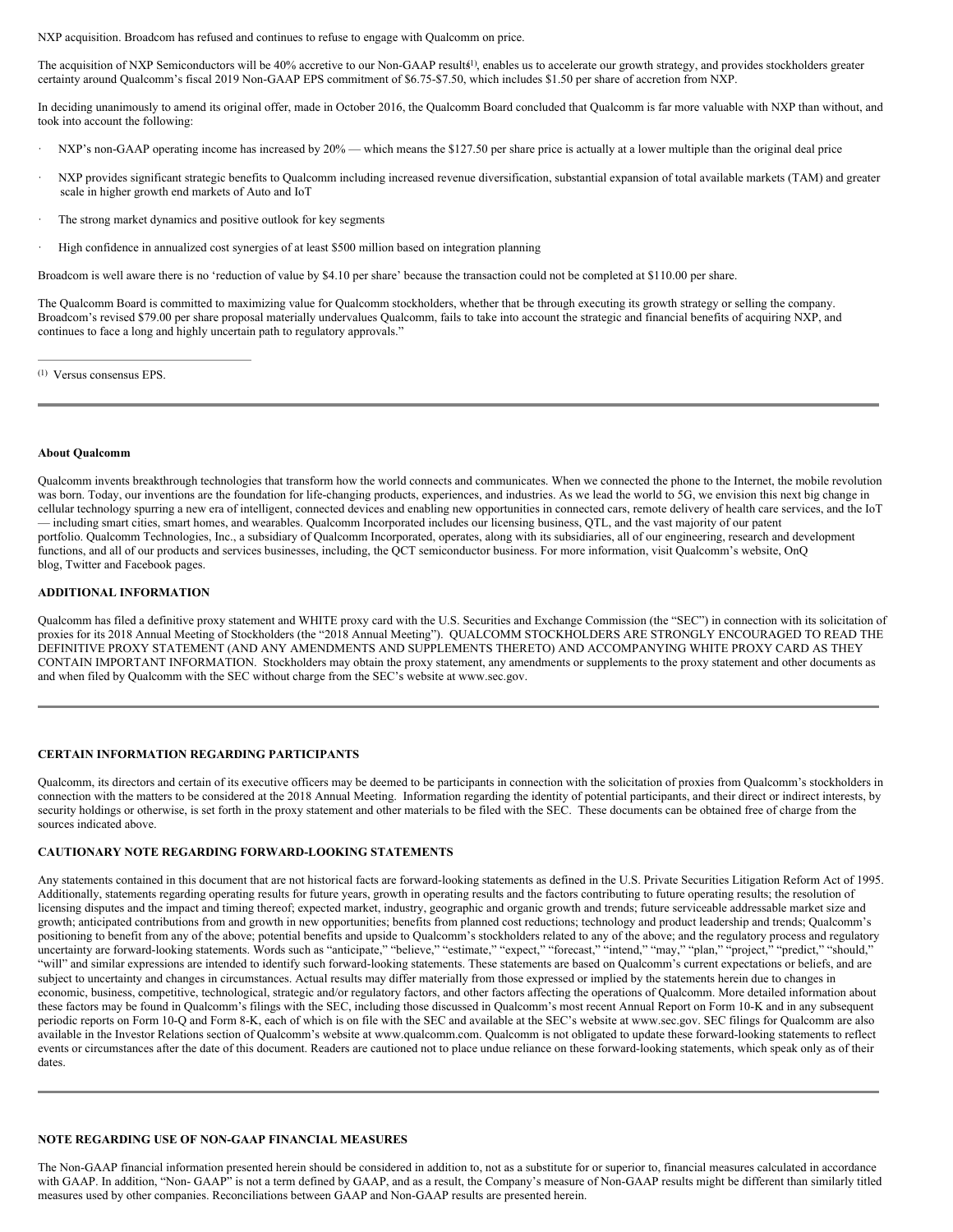NXP acquisition. Broadcom has refused and continues to refuse to engage with Qualcomm on price.

The acquisition of NXP Semiconductors will be 40% accretive to our Non-GAAP results[1], enables us to accelerate our growth strategy, and provides stockholders greater certainty around Qualcomm's fiscal 2019 Non-GAAP EPS commitment of $6.75-$7.50, which includes $1.50 per share of accretion from NXP.

In deciding unanimously to amend its original offer, made in October 2016, the Qualcomm Board concluded that Qualcomm is far more valuable with NXP than without, and took into account the following:

- NXP's non-GAAP operating income has increased by 20% — which means the $127.50 per share price is actually at a lower multiple than the original deal price
- NXP provides significant strategic benefits to Qualcomm including increased revenue diversification, substantial expansion of total available markets (TAM) and greater scale in higher growth end markets of Auto and IoT
- The strong market dynamics and positive outlook for key segments
- High confidence in annualized cost synergies of at least $500 million based on integration planning

Broadcom is well aware there is no 'reduction of value by $4.10 per share' because the transaction could not be completed at $110.00 per share.

The Qualcomm Board is committed to maximizing value for Qualcomm stockholders, whether that be through executing its growth strategy or selling the company. Broadcom's revised $79.00 per share proposal materially undervalues Qualcomm, fails to take into account the strategic and financial benefits of acquiring NXP, and continues to face a long and highly uncertain path to regulatory approvals."

[1] Versus consensus EPS.

**About Qualcomm**

Qualcomm invents breakthrough technologies that transform how the world connects and communicates. When we connected the phone to the Internet, the mobile revolution was born. Today, our inventions are the foundation for life-changing products, experiences, and industries. As we lead the world to 5G, we envision this next big change in cellular technology spurring a new era of intelligent, connected devices and enabling new opportunities in connected cars, remote delivery of health care services, and the IoT — including smart cities, smart homes, and wearables. Qualcomm Incorporated includes our licensing business, QTL, and the vast majority of our patent portfolio. Qualcomm Technologies, Inc., a subsidiary of Qualcomm Incorporated, operates, along with its subsidiaries, all of our engineering, research and development functions, and all of our products and services businesses, including, the QCT semiconductor business. For more information, visit Qualcomm's website, OnQ blog, Twitter and Facebook pages.

**ADDITIONAL INFORMATION**

Qualcomm has filed a definitive proxy statement and WHITE proxy card with the U.S. Securities and Exchange Commission (the "SEC") in connection with its solicitation of proxies for its 2018 Annual Meeting of Stockholders (the "2018 Annual Meeting"). QUALCOMM STOCKHOLDERS ARE STRONGLY ENCOURAGED TO READ THE DEFINITIVE PROXY STATEMENT (AND ANY AMENDMENTS AND SUPPLEMENTS THERETO) AND ACCOMPANYING WHITE PROXY CARD AS THEY CONTAIN IMPORTANT INFORMATION. Stockholders may obtain the proxy statement, any amendments or supplements to the proxy statement and other documents as and when filed by Qualcomm with the SEC without charge from the SEC's website at www.sec.gov.

**CERTAIN INFORMATION REGARDING PARTICIPANTS**

Qualcomm, its directors and certain of its executive officers may be deemed to be participants in connection with the solicitation of proxies from Qualcomm's stockholders in connection with the matters to be considered at the 2018 Annual Meeting. Information regarding the identity of potential participants, and their direct or indirect interests, by security holdings or otherwise, is set forth in the proxy statement and other materials to be filed with the SEC. These documents can be obtained free of charge from the sources indicated above.

**CAUTIONARY NOTE REGARDING FORWARD-LOOKING STATEMENTS**

Any statements contained in this document that are not historical facts are forward-looking statements as defined in the U.S. Private Securities Litigation Reform Act of 1995. Additionally, statements regarding operating results for future years, growth in operating results and the factors contributing to future operating results; the resolution of licensing disputes and the impact and timing thereof; expected market, industry, geographic and organic growth and trends; future serviceable addressable market size and growth; anticipated contributions from and growth in new opportunities; benefits from planned cost reductions; technology and product leadership and trends; Qualcomm's positioning to benefit from any of the above; potential benefits and upside to Qualcomm's stockholders related to any of the above; and the regulatory process and regulatory uncertainty are forward-looking statements. Words such as "anticipate," "believe," "estimate," "expect," "forecast," "intend," "may," "plan," "project," "predict," "should," "will" and similar expressions are intended to identify such forward-looking statements. These statements are based on Qualcomm's current expectations or beliefs, and are subject to uncertainty and changes in circumstances. Actual results may differ materially from those expressed or implied by the statements herein due to changes in economic, business, competitive, technological, strategic and/or regulatory factors, and other factors affecting the operations of Qualcomm. More detailed information about these factors may be found in Qualcomm's filings with the SEC, including those discussed in Qualcomm's most recent Annual Report on Form 10-K and in any subsequent periodic reports on Form 10-Q and Form 8-K, each of which is on file with the SEC and available at the SEC's website at www.sec.gov. SEC filings for Qualcomm are also available in the Investor Relations section of Qualcomm's website at www.qualcomm.com. Qualcomm is not obligated to update these forward-looking statements to reflect events or circumstances after the date of this document. Readers are cautioned not to place undue reliance on these forward-looking statements, which speak only as of their dates.

**NOTE REGARDING USE OF NON-GAAP FINANCIAL MEASURES**

The Non-GAAP financial information presented herein should be considered in addition to, not as a substitute for or superior to, financial measures calculated in accordance with GAAP. In addition, "Non- GAAP" is not a term defined by GAAP, and as a result, the Company's measure of Non-GAAP results might be different than similarly titled measures used by other companies. Reconciliations between GAAP and Non-GAAP results are presented herein.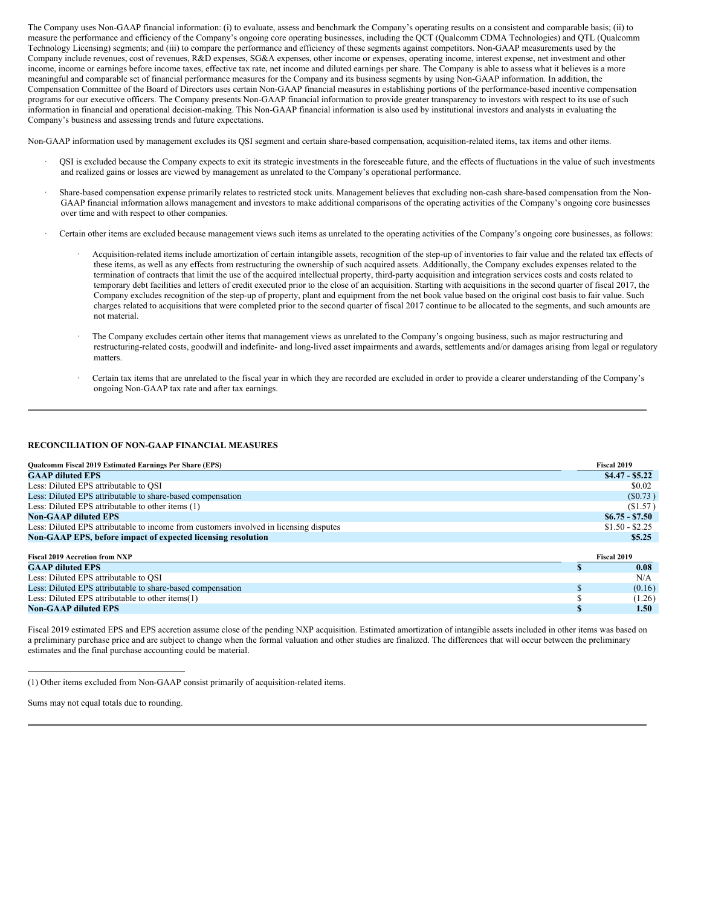The Company uses Non-GAAP financial information: (i) to evaluate, assess and benchmark the Company's operating results on a consistent and comparable basis; (ii) to measure the performance and efficiency of the Company's ongoing core operating businesses, including the QCT (Qualcomm CDMA Technologies) and QTL (Qualcomm Technology Licensing) segments; and (iii) to compare the performance and efficiency of these segments against competitors. Non-GAAP measurements used by the Company include revenues, cost of revenues, R&D expenses, SG&A expenses, other income or expenses, operating income, interest expense, net investment and other income, income or earnings before income taxes, effective tax rate, net income and diluted earnings per share. The Company is able to assess what it believes is a more meaningful and comparable set of financial performance measures for the Company and its business segments by using Non-GAAP information. In addition, the Compensation Committee of the Board of Directors uses certain Non-GAAP financial measures in establishing portions of the performance-based incentive compensation programs for our executive officers. The Company presents Non-GAAP financial information to provide greater transparency to investors with respect to its use of such information in financial and operational decision-making. This Non-GAAP financial information is also used by institutional investors and analysts in evaluating the Company's business and assessing trends and future expectations.

Non-GAAP information used by management excludes its QSI segment and certain share-based compensation, acquisition-related items, tax items and other items.

- QSI is excluded because the Company expects to exit its strategic investments in the foreseeable future, and the effects of fluctuations in the value of such investments and realized gains or losses are viewed by management as unrelated to the Company's operational performance.
- Share-based compensation expense primarily relates to restricted stock units. Management believes that excluding non-cash share-based compensation from the Non-GAAP financial information allows management and investors to make additional comparisons of the operating activities of the Company's ongoing core businesses over time and with respect to other companies.
- Certain other items are excluded because management views such items as unrelated to the operating activities of the Company's ongoing core businesses, as follows:
  - Acquisition-related items include amortization of certain intangible assets, recognition of the step-up of inventories to fair value and the related tax effects of these items, as well as any effects from restructuring the ownership of such acquired assets. Additionally, the Company excludes expenses related to the termination of contracts that limit the use of the acquired intellectual property, third-party acquisition and integration services costs and costs related to temporary debt facilities and letters of credit executed prior to the close of an acquisition. Starting with acquisitions in the second quarter of fiscal 2017, the Company excludes recognition of the step-up of property, plant and equipment from the net book value based on the original cost basis to fair value. Such charges related to acquisitions that were completed prior to the second quarter of fiscal 2017 continue to be allocated to the segments, and such amounts are not material.
  - The Company excludes certain other items that management views as unrelated to the Company's ongoing business, such as major restructuring and restructuring-related costs, goodwill and indefinite- and long-lived asset impairments and awards, settlements and/or damages arising from legal or regulatory matters.
  - Certain tax items that are unrelated to the fiscal year in which they are recorded are excluded in order to provide a clearer understanding of the Company's ongoing Non-GAAP tax rate and after tax earnings.

## RECONCILIATION OF NON-GAAP FINANCIAL MEASURES

| Qualcomm Fiscal 2019 Estimated Earnings Per Share (EPS) | Fiscal 2019 |
|---|---|
| **GAAP diluted EPS** | **$4.47 - $5.22** |
| Less: Diluted EPS attributable to QSI | $0.02 |
| Less: Diluted EPS attributable to share-based compensation | ($0.73 ) |
| Less: Diluted EPS attributable to other items (1) | ($1.57 ) |
| **Non-GAAP diluted EPS** | **$6.75 - $7.50** |
| Less: Diluted EPS attributable to income from customers involved in licensing disputes | $1.50 - $2.25 |
| **Non-GAAP EPS, before impact of expected licensing resolution** | **$5.25** |

| Fiscal 2019 Accretion from NXP | Fiscal 2019 | |
|---|---|---|
| **GAAP diluted EPS** | **$** | **0.08** |
| Less: Diluted EPS attributable to QSI | | N/A |
| Less: Diluted EPS attributable to share-based compensation | $ | (0.16) |
| Less: Diluted EPS attributable to other items(1) | $ | (1.26) |
| **Non-GAAP diluted EPS** | **$** | **1.50** |

Fiscal 2019 estimated EPS and EPS accretion assume close of the pending NXP acquisition. Estimated amortization of intangible assets included in other items was based on a preliminary purchase price and are subject to change when the formal valuation and other studies are finalized. The differences that will occur between the preliminary estimates and the final purchase accounting could be material.

(1) Other items excluded from Non-GAAP consist primarily of acquisition-related items.

Sums may not equal totals due to rounding.